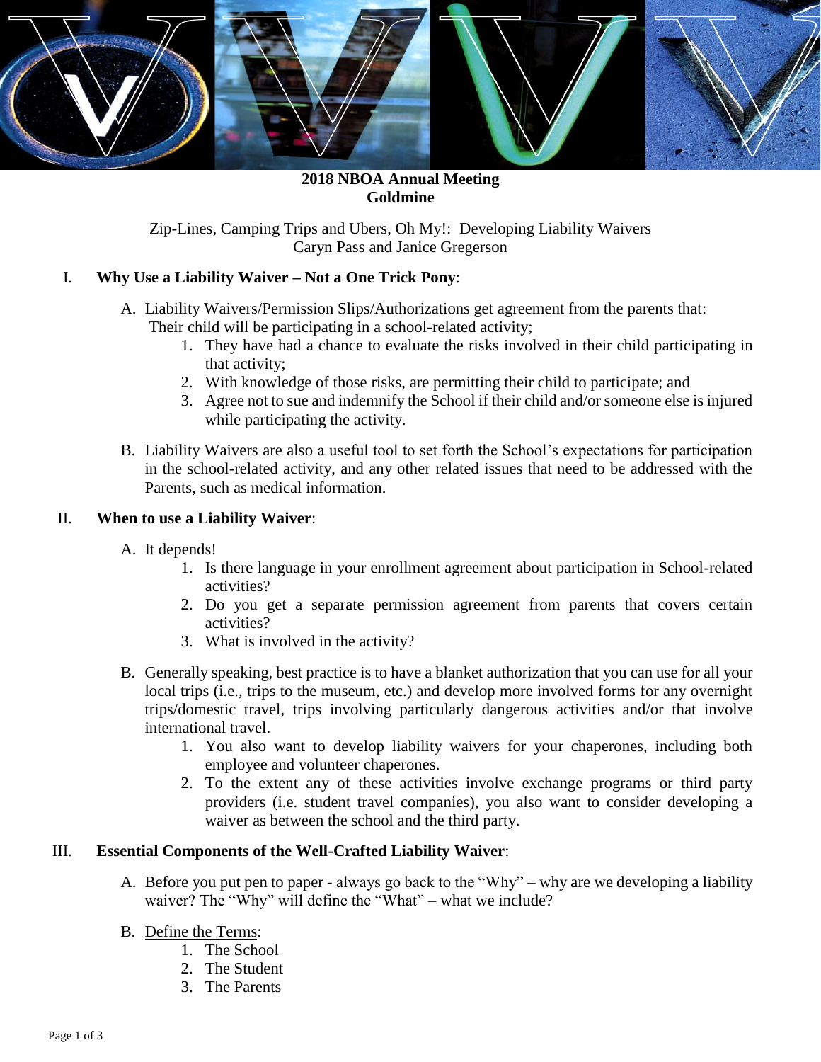**2018 NBOA Annual Meeting**
**Goldmine**

Zip-Lines, Camping Trips and Ubers, Oh My!: Developing Liability Waivers
Caryn Pass and Janice Gregerson

I. **Why Use a Liability Waiver – Not a One Trick Pony**:

A. Liability Waivers/Permission Slips/Authorizations get agreement from the parents that: Their child will be participating in a school-related activity;

1. They have had a chance to evaluate the risks involved in their child participating in that activity;
2. With knowledge of those risks, are permitting their child to participate; and
3. Agree not to sue and indemnify the School if their child and/or someone else is injured while participating the activity.

B. Liability Waivers are also a useful tool to set forth the School's expectations for participation in the school-related activity, and any other related issues that need to be addressed with the Parents, such as medical information.

II. **When to use a Liability Waiver**:

A. It depends!

1. Is there language in your enrollment agreement about participation in School-related activities?
2. Do you get a separate permission agreement from parents that covers certain activities?
3. What is involved in the activity?

B. Generally speaking, best practice is to have a blanket authorization that you can use for all your local trips (i.e., trips to the museum, etc.) and develop more involved forms for any overnight trips/domestic travel, trips involving particularly dangerous activities and/or that involve international travel.

1. You also want to develop liability waivers for your chaperones, including both employee and volunteer chaperones.
2. To the extent any of these activities involve exchange programs or third party providers (i.e. student travel companies), you also want to consider developing a waiver as between the school and the third party.

III. **Essential Components of the Well-Crafted Liability Waiver**:

A. Before you put pen to paper - always go back to the "Why" – why are we developing a liability waiver? The "Why" will define the "What" – what we include?

B. <u>Define the Terms</u>:

1. The School
2. The Student
3. The Parents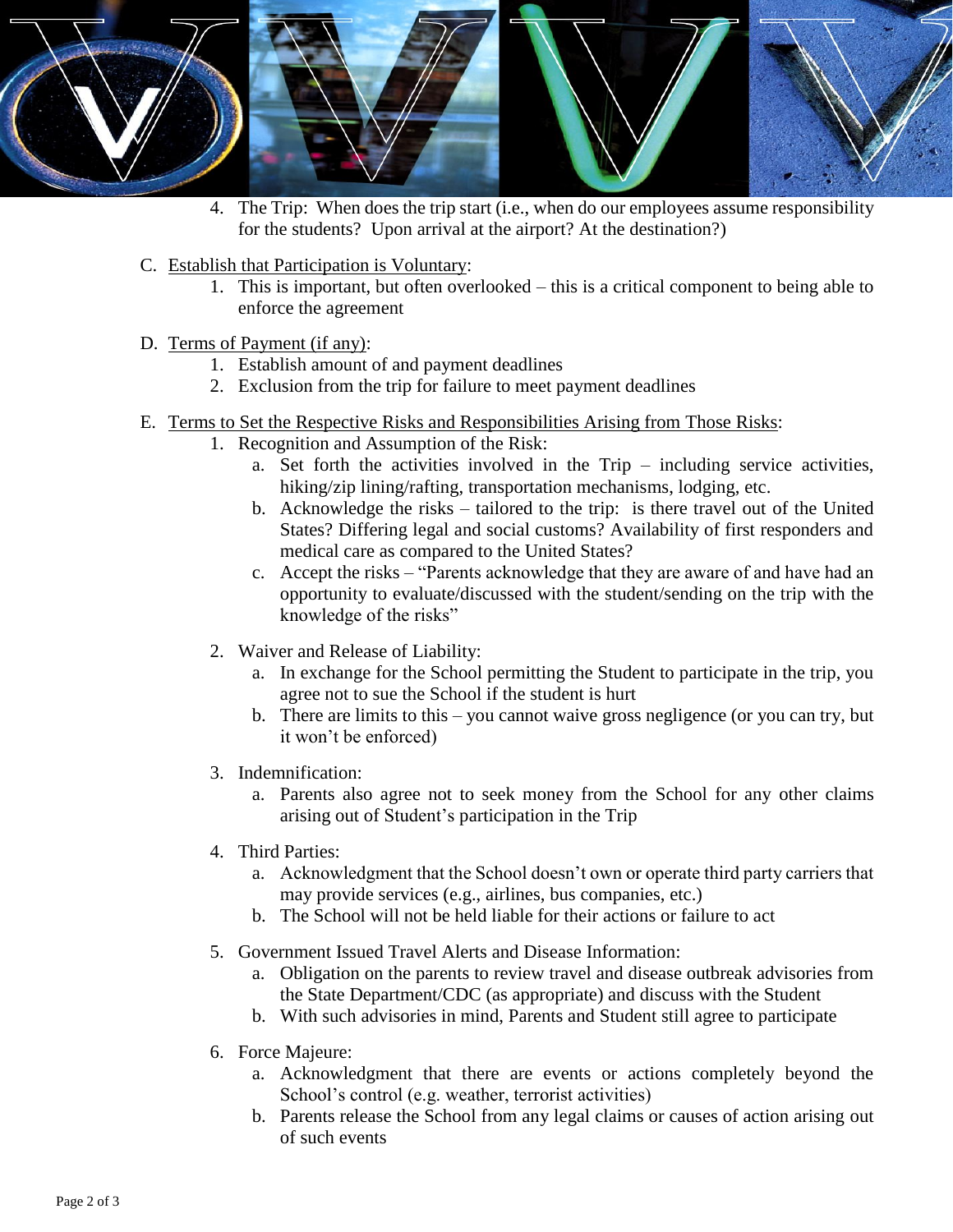4. The Trip: When does the trip start (i.e., when do our employees assume responsibility for the students? Upon arrival at the airport? At the destination?)

C. Establish that Participation is Voluntary:
   1. This is important, but often overlooked – this is a critical component to being able to enforce the agreement

D. Terms of Payment (if any):
   1. Establish amount of and payment deadlines
   2. Exclusion from the trip for failure to meet payment deadlines

E. Terms to Set the Respective Risks and Responsibilities Arising from Those Risks:
   1. Recognition and Assumption of the Risk:
      a. Set forth the activities involved in the Trip – including service activities, hiking/zip lining/rafting, transportation mechanisms, lodging, etc.
      b. Acknowledge the risks – tailored to the trip: is there travel out of the United States? Differing legal and social customs? Availability of first responders and medical care as compared to the United States?
      c. Accept the risks – "Parents acknowledge that they are aware of and have had an opportunity to evaluate/discussed with the student/sending on the trip with the knowledge of the risks"

   2. Waiver and Release of Liability:
      a. In exchange for the School permitting the Student to participate in the trip, you agree not to sue the School if the student is hurt
      b. There are limits to this – you cannot waive gross negligence (or you can try, but it won't be enforced)

   3. Indemnification:
      a. Parents also agree not to seek money from the School for any other claims arising out of Student's participation in the Trip

   4. Third Parties:
      a. Acknowledgment that the School doesn't own or operate third party carriers that may provide services (e.g., airlines, bus companies, etc.)
      b. The School will not be held liable for their actions or failure to act

   5. Government Issued Travel Alerts and Disease Information:
      a. Obligation on the parents to review travel and disease outbreak advisories from the State Department/CDC (as appropriate) and discuss with the Student
      b. With such advisories in mind, Parents and Student still agree to participate

   6. Force Majeure:
      a. Acknowledgment that there are events or actions completely beyond the School's control (e.g. weather, terrorist activities)
      b. Parents release the School from any legal claims or causes of action arising out of such events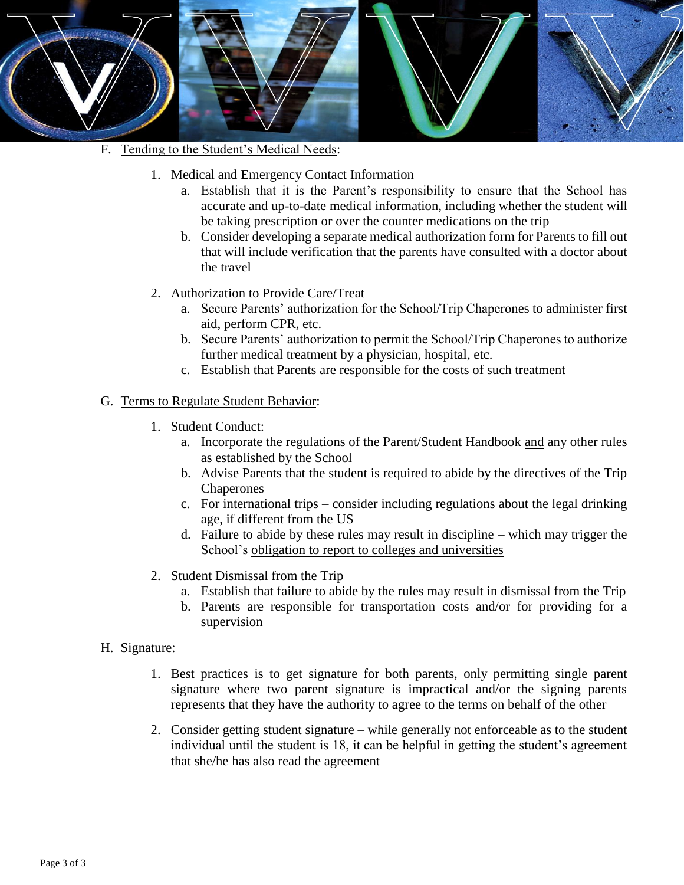F. <u>Tending to the Student's Medical Needs</u>:

1. Medical and Emergency Contact Information
   a. Establish that it is the Parent's responsibility to ensure that the School has accurate and up-to-date medical information, including whether the student will be taking prescription or over the counter medications on the trip
   b. Consider developing a separate medical authorization form for Parents to fill out that will include verification that the parents have consulted with a doctor about the travel

2. Authorization to Provide Care/Treat
   a. Secure Parents' authorization for the School/Trip Chaperones to administer first aid, perform CPR, etc.
   b. Secure Parents' authorization to permit the School/Trip Chaperones to authorize further medical treatment by a physician, hospital, etc.
   c. Establish that Parents are responsible for the costs of such treatment

G. <u>Terms to Regulate Student Behavior</u>:

1. Student Conduct:
   a. Incorporate the regulations of the Parent/Student Handbook <u>and</u> any other rules as established by the School
   b. Advise Parents that the student is required to abide by the directives of the Trip Chaperones
   c. For international trips – consider including regulations about the legal drinking age, if different from the US
   d. Failure to abide by these rules may result in discipline – which may trigger the School's <u>obligation to report to colleges and universities</u>

2. Student Dismissal from the Trip
   a. Establish that failure to abide by the rules may result in dismissal from the Trip
   b. Parents are responsible for transportation costs and/or for providing for a supervision

H. <u>Signature</u>:

1. Best practices is to get signature for both parents, only permitting single parent signature where two parent signature is impractical and/or the signing parents represents that they have the authority to agree to the terms on behalf of the other

2. Consider getting student signature – while generally not enforceable as to the student individual until the student is 18, it can be helpful in getting the student's agreement that she/he has also read the agreement